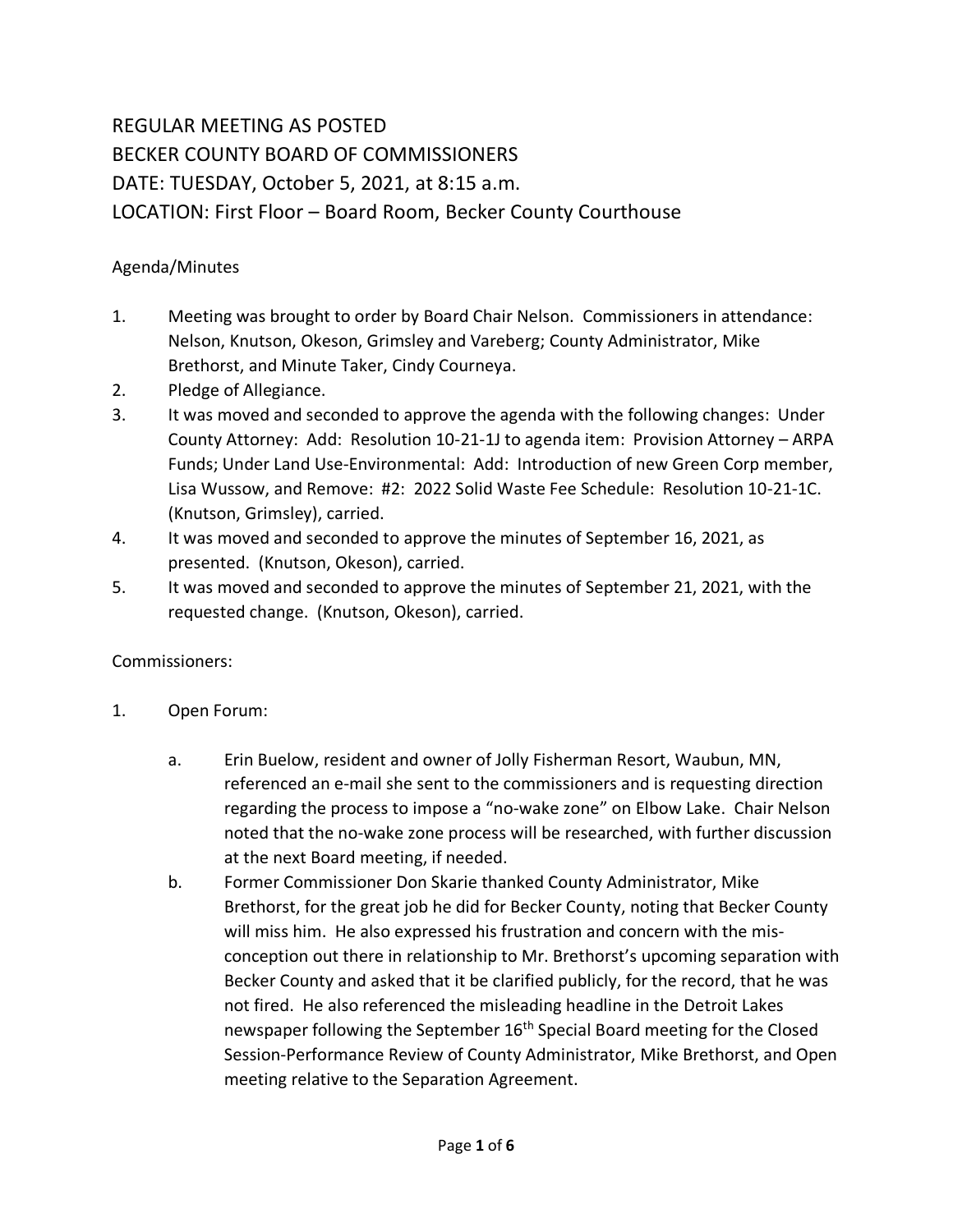# REGULAR MEETING AS POSTED
# BECKER COUNTY BOARD OF COMMISSIONERS
# DATE: TUESDAY, October 5, 2021, at 8:15 a.m.
# LOCATION: First Floor – Board Room, Becker County Courthouse

Agenda/Minutes

1. Meeting was brought to order by Board Chair Nelson. Commissioners in attendance: Nelson, Knutson, Okeson, Grimsley and Vareberg; County Administrator, Mike Brethorst, and Minute Taker, Cindy Courneya.
2. Pledge of Allegiance.
3. It was moved and seconded to approve the agenda with the following changes: Under County Attorney: Add: Resolution 10-21-1J to agenda item: Provision Attorney – ARPA Funds; Under Land Use-Environmental: Add: Introduction of new Green Corp member, Lisa Wussow, and Remove: #2: 2022 Solid Waste Fee Schedule: Resolution 10-21-1C. (Knutson, Grimsley), carried.
4. It was moved and seconded to approve the minutes of September 16, 2021, as presented. (Knutson, Okeson), carried.
5. It was moved and seconded to approve the minutes of September 21, 2021, with the requested change. (Knutson, Okeson), carried.

Commissioners:

1. Open Forum:

   a. Erin Buelow, resident and owner of Jolly Fisherman Resort, Waubun, MN, referenced an e-mail she sent to the commissioners and is requesting direction regarding the process to impose a "no-wake zone" on Elbow Lake. Chair Nelson noted that the no-wake zone process will be researched, with further discussion at the next Board meeting, if needed.
   b. Former Commissioner Don Skarie thanked County Administrator, Mike Brethorst, for the great job he did for Becker County, noting that Becker County will miss him. He also expressed his frustration and concern with the mis-conception out there in relationship to Mr. Brethorst's upcoming separation with Becker County and asked that it be clarified publicly, for the record, that he was not fired. He also referenced the misleading headline in the Detroit Lakes newspaper following the September 16th Special Board meeting for the Closed Session-Performance Review of County Administrator, Mike Brethorst, and Open meeting relative to the Separation Agreement.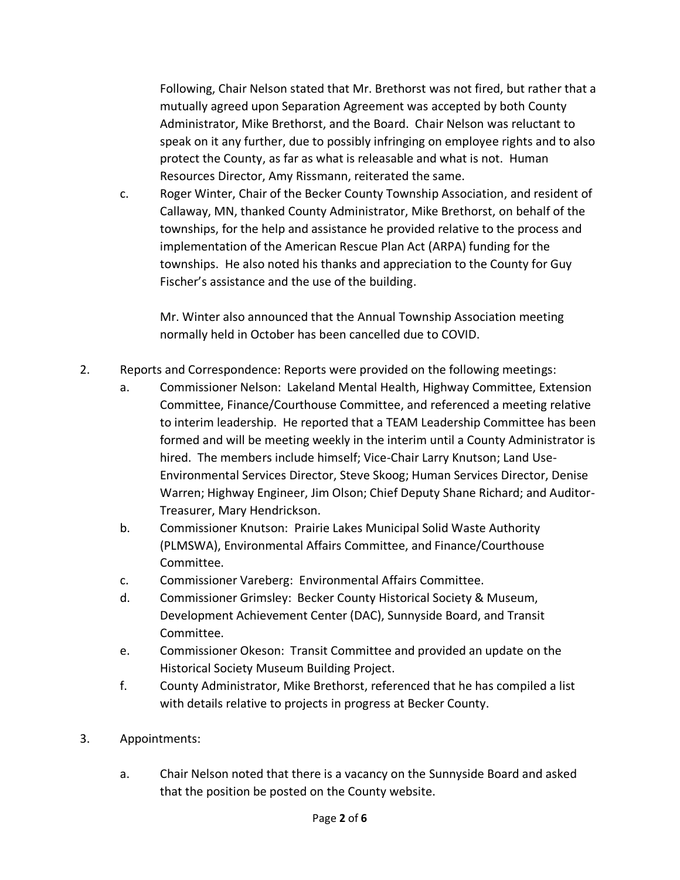Following, Chair Nelson stated that Mr. Brethorst was not fired, but rather that a mutually agreed upon Separation Agreement was accepted by both County Administrator, Mike Brethorst, and the Board. Chair Nelson was reluctant to speak on it any further, due to possibly infringing on employee rights and to also protect the County, as far as what is releasable and what is not. Human Resources Director, Amy Rissmann, reiterated the same.

c. Roger Winter, Chair of the Becker County Township Association, and resident of Callaway, MN, thanked County Administrator, Mike Brethorst, on behalf of the townships, for the help and assistance he provided relative to the process and implementation of the American Rescue Plan Act (ARPA) funding for the townships. He also noted his thanks and appreciation to the County for Guy Fischer's assistance and the use of the building.

   Mr. Winter also announced that the Annual Township Association meeting normally held in October has been cancelled due to COVID.

2. Reports and Correspondence: Reports were provided on the following meetings:
   a. Commissioner Nelson: Lakeland Mental Health, Highway Committee, Extension Committee, Finance/Courthouse Committee, and referenced a meeting relative to interim leadership. He reported that a TEAM Leadership Committee has been formed and will be meeting weekly in the interim until a County Administrator is hired. The members include himself; Vice-Chair Larry Knutson; Land Use-Environmental Services Director, Steve Skoog; Human Services Director, Denise Warren; Highway Engineer, Jim Olson; Chief Deputy Shane Richard; and Auditor-Treasurer, Mary Hendrickson.
   b. Commissioner Knutson: Prairie Lakes Municipal Solid Waste Authority (PLMSWA), Environmental Affairs Committee, and Finance/Courthouse Committee.
   c. Commissioner Vareberg: Environmental Affairs Committee.
   d. Commissioner Grimsley: Becker County Historical Society & Museum, Development Achievement Center (DAC), Sunnyside Board, and Transit Committee.
   e. Commissioner Okeson: Transit Committee and provided an update on the Historical Society Museum Building Project.
   f. County Administrator, Mike Brethorst, referenced that he has compiled a list with details relative to projects in progress at Becker County.

3. Appointments:

   a. Chair Nelson noted that there is a vacancy on the Sunnyside Board and asked that the position be posted on the County website.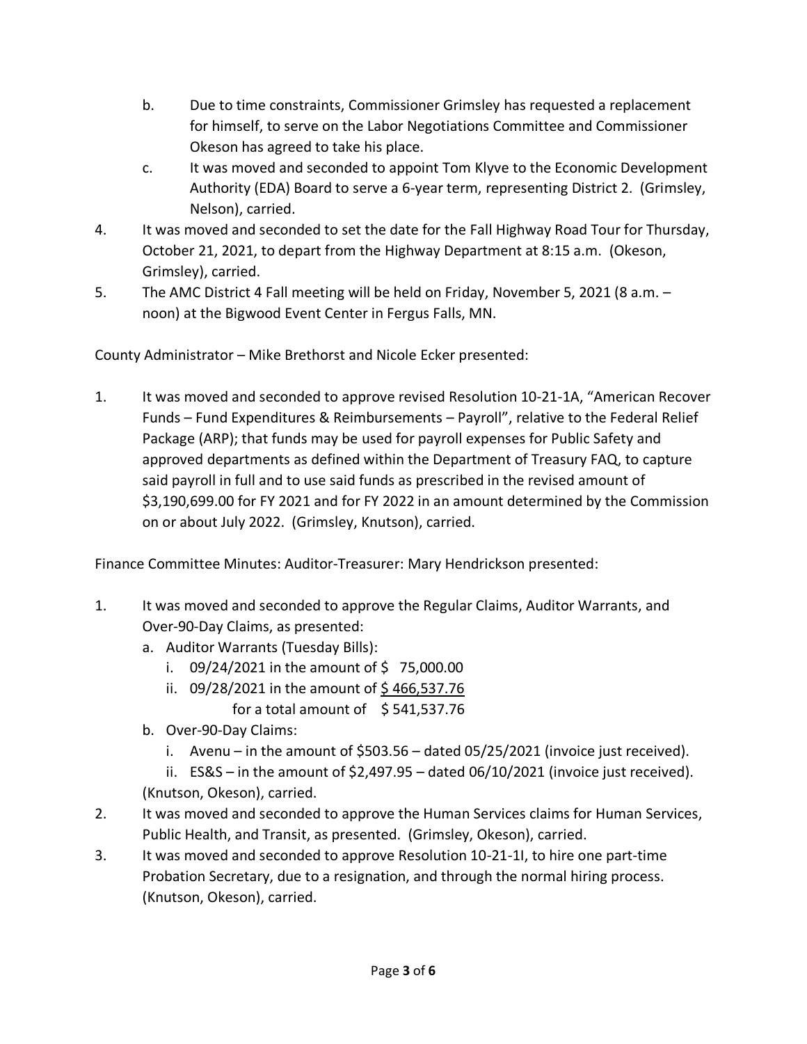b. Due to time constraints, Commissioner Grimsley has requested a replacement for himself, to serve on the Labor Negotiations Committee and Commissioner Okeson has agreed to take his place.

c. It was moved and seconded to appoint Tom Klyve to the Economic Development Authority (EDA) Board to serve a 6-year term, representing District 2. (Grimsley, Nelson), carried.

4. It was moved and seconded to set the date for the Fall Highway Road Tour for Thursday, October 21, 2021, to depart from the Highway Department at 8:15 a.m. (Okeson, Grimsley), carried.
5. The AMC District 4 Fall meeting will be held on Friday, November 5, 2021 (8 a.m. – noon) at the Bigwood Event Center in Fergus Falls, MN.

County Administrator – Mike Brethorst and Nicole Ecker presented:

1. It was moved and seconded to approve revised Resolution 10-21-1A, "American Recover Funds – Fund Expenditures & Reimbursements – Payroll", relative to the Federal Relief Package (ARP); that funds may be used for payroll expenses for Public Safety and approved departments as defined within the Department of Treasury FAQ, to capture said payroll in full and to use said funds as prescribed in the revised amount of $3,190,699.00 for FY 2021 and for FY 2022 in an amount determined by the Commission on or about July 2022. (Grimsley, Knutson), carried.

Finance Committee Minutes: Auditor-Treasurer: Mary Hendrickson presented:

1. It was moved and seconded to approve the Regular Claims, Auditor Warrants, and Over-90-Day Claims, as presented:
   a. Auditor Warrants (Tuesday Bills):
      i. 09/24/2021 in the amount of $ 75,000.00
      ii. 09/28/2021 in the amount of $ 466,537.76
      for a total amount of $ 541,537.76
   b. Over-90-Day Claims:
      i. Avenu – in the amount of $503.56 – dated 05/25/2021 (invoice just received).
      ii. ES&S – in the amount of $2,497.95 – dated 06/10/2021 (invoice just received).

   (Knutson, Okeson), carried.
2. It was moved and seconded to approve the Human Services claims for Human Services, Public Health, and Transit, as presented. (Grimsley, Okeson), carried.
3. It was moved and seconded to approve Resolution 10-21-1I, to hire one part-time Probation Secretary, due to a resignation, and through the normal hiring process. (Knutson, Okeson), carried.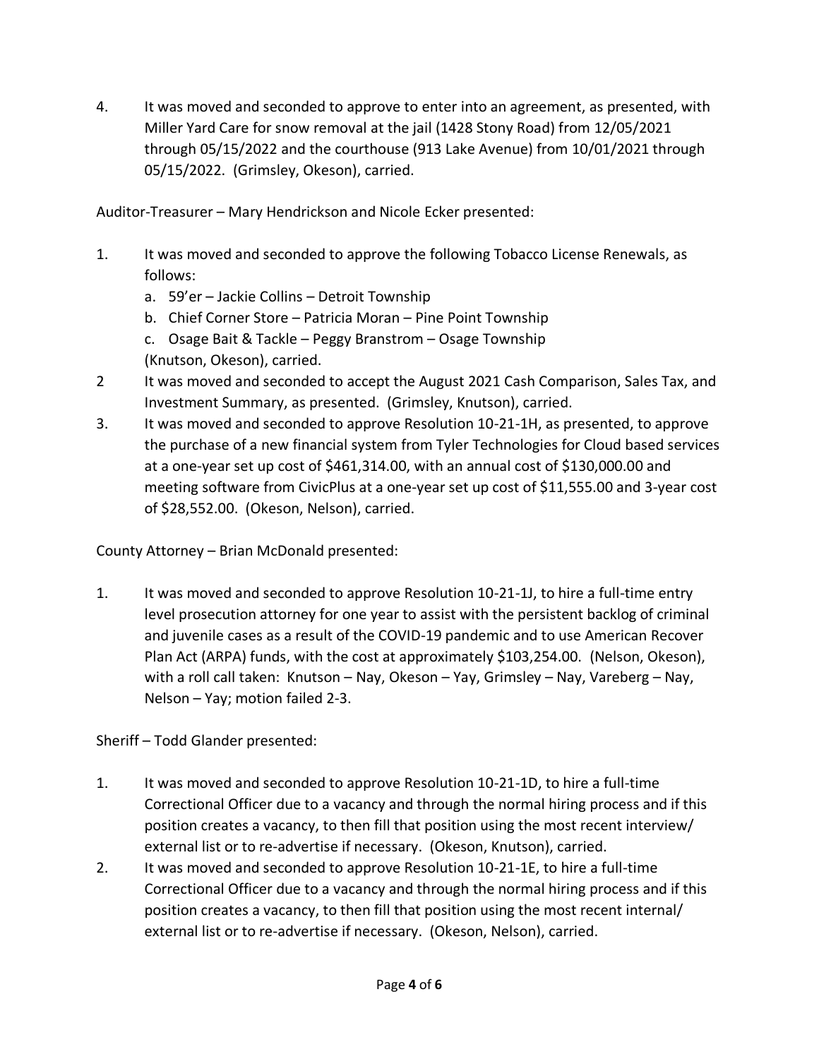4. It was moved and seconded to approve to enter into an agreement, as presented, with Miller Yard Care for snow removal at the jail (1428 Stony Road) from 12/05/2021 through 05/15/2022 and the courthouse (913 Lake Avenue) from 10/01/2021 through 05/15/2022. (Grimsley, Okeson), carried.

Auditor-Treasurer – Mary Hendrickson and Nicole Ecker presented:

1. It was moved and seconded to approve the following Tobacco License Renewals, as follows:
   a. 59'er – Jackie Collins – Detroit Township
   b. Chief Corner Store – Patricia Moran – Pine Point Township
   c. Osage Bait & Tackle – Peggy Branstrom – Osage Township
   (Knutson, Okeson), carried.
2. It was moved and seconded to accept the August 2021 Cash Comparison, Sales Tax, and Investment Summary, as presented. (Grimsley, Knutson), carried.
3. It was moved and seconded to approve Resolution 10-21-1H, as presented, to approve the purchase of a new financial system from Tyler Technologies for Cloud based services at a one-year set up cost of $461,314.00, with an annual cost of $130,000.00 and meeting software from CivicPlus at a one-year set up cost of $11,555.00 and 3-year cost of $28,552.00. (Okeson, Nelson), carried.

County Attorney – Brian McDonald presented:

1. It was moved and seconded to approve Resolution 10-21-1J, to hire a full-time entry level prosecution attorney for one year to assist with the persistent backlog of criminal and juvenile cases as a result of the COVID-19 pandemic and to use American Recover Plan Act (ARPA) funds, with the cost at approximately $103,254.00. (Nelson, Okeson), with a roll call taken: Knutson – Nay, Okeson – Yay, Grimsley – Nay, Vareberg – Nay, Nelson – Yay; motion failed 2-3.

Sheriff – Todd Glander presented:

1. It was moved and seconded to approve Resolution 10-21-1D, to hire a full-time Correctional Officer due to a vacancy and through the normal hiring process and if this position creates a vacancy, to then fill that position using the most recent interview/ external list or to re-advertise if necessary. (Okeson, Knutson), carried.
2. It was moved and seconded to approve Resolution 10-21-1E, to hire a full-time Correctional Officer due to a vacancy and through the normal hiring process and if this position creates a vacancy, to then fill that position using the most recent internal/ external list or to re-advertise if necessary. (Okeson, Nelson), carried.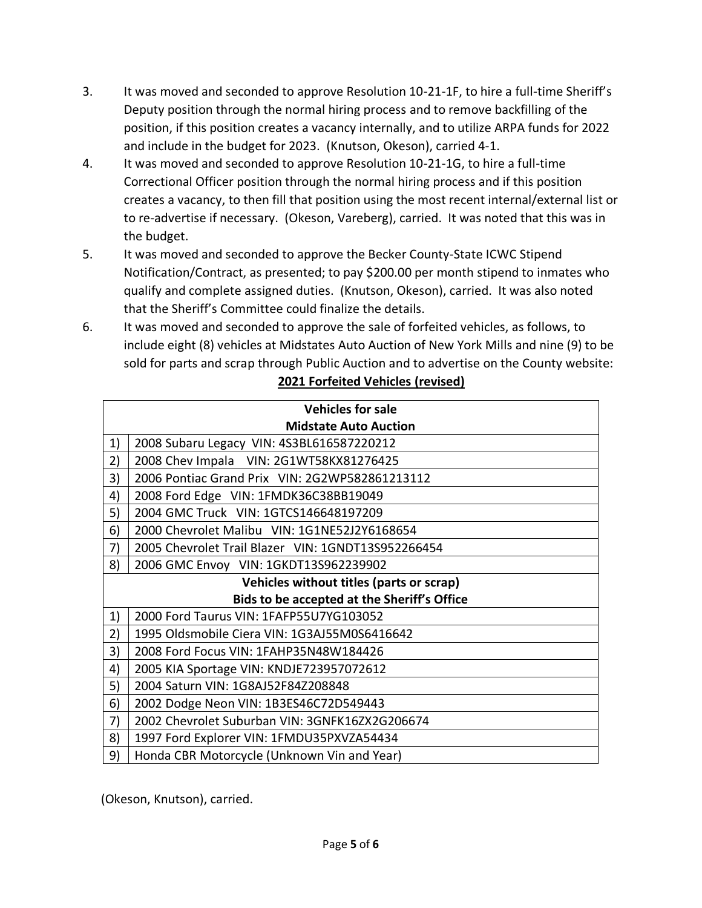3. It was moved and seconded to approve Resolution 10-21-1F, to hire a full-time Sheriff's Deputy position through the normal hiring process and to remove backfilling of the position, if this position creates a vacancy internally, and to utilize ARPA funds for 2022 and include in the budget for 2023. (Knutson, Okeson), carried 4-1.
4. It was moved and seconded to approve Resolution 10-21-1G, to hire a full-time Correctional Officer position through the normal hiring process and if this position creates a vacancy, to then fill that position using the most recent internal/external list or to re-advertise if necessary. (Okeson, Vareberg), carried. It was noted that this was in the budget.
5. It was moved and seconded to approve the Becker County-State ICWC Stipend Notification/Contract, as presented; to pay $200.00 per month stipend to inmates who qualify and complete assigned duties. (Knutson, Okeson), carried. It was also noted that the Sheriff's Committee could finalize the details.
6. It was moved and seconded to approve the sale of forfeited vehicles, as follows, to include eight (8) vehicles at Midstates Auto Auction of New York Mills and nine (9) to be sold for parts and scrap through Public Auction and to advertise on the County website:

**2021 Forfeited Vehicles (revised)**

| **Vehicles for sale<br>Midstate Auto Auction** | |
|---|---|
| 1) | 2008 Subaru Legacy VIN: 4S3BL616587220212 |
| 2) | 2008 Chev Impala VIN: 2G1WT58KX81276425 |
| 3) | 2006 Pontiac Grand Prix VIN: 2G2WP582861213112 |
| 4) | 2008 Ford Edge VIN: 1FMDK36C38BB19049 |
| 5) | 2004 GMC Truck VIN: 1GTCS146648197209 |
| 6) | 2000 Chevrolet Malibu VIN: 1G1NE52J2Y6168654 |
| 7) | 2005 Chevrolet Trail Blazer VIN: 1GNDT13S952266454 |
| 8) | 2006 GMC Envoy VIN: 1GKDT13S962239902 |
| **Vehicles without titles (parts or scrap)<br>Bids to be accepted at the Sheriff's Office** | |
| 1) | 2000 Ford Taurus VIN: 1FAFP55U7YG103052 |
| 2) | 1995 Oldsmobile Ciera VIN: 1G3AJ55M0S6416642 |
| 3) | 2008 Ford Focus VIN: 1FAHP35N48W184426 |
| 4) | 2005 KIA Sportage VIN: KNDJE723957072612 |
| 5) | 2004 Saturn VIN: 1G8AJ52F84Z208848 |
| 6) | 2002 Dodge Neon VIN: 1B3ES46C72D549443 |
| 7) | 2002 Chevrolet Suburban VIN: 3GNFK16ZX2G206674 |
| 8) | 1997 Ford Explorer VIN: 1FMDU35PXVZA54434 |
| 9) | Honda CBR Motorcycle (Unknown Vin and Year) |

(Okeson, Knutson), carried.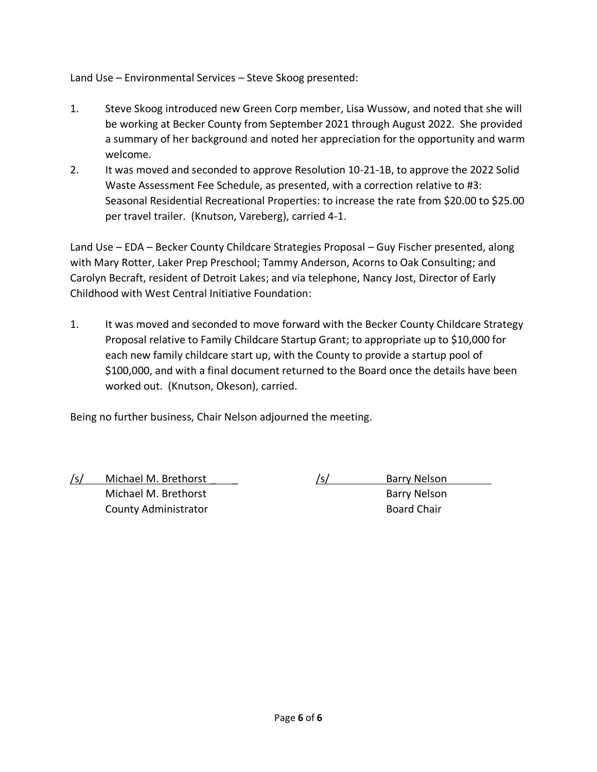Land Use – Environmental Services – Steve Skoog presented:

1. Steve Skoog introduced new Green Corp member, Lisa Wussow, and noted that she will be working at Becker County from September 2021 through August 2022. She provided a summary of her background and noted her appreciation for the opportunity and warm welcome.
2. It was moved and seconded to approve Resolution 10-21-1B, to approve the 2022 Solid Waste Assessment Fee Schedule, as presented, with a correction relative to #3: Seasonal Residential Recreational Properties: to increase the rate from $20.00 to $25.00 per travel trailer. (Knutson, Vareberg), carried 4-1.

Land Use – EDA – Becker County Childcare Strategies Proposal – Guy Fischer presented, along with Mary Rotter, Laker Prep Preschool; Tammy Anderson, Acorns to Oak Consulting; and Carolyn Becraft, resident of Detroit Lakes; and via telephone, Nancy Jost, Director of Early Childhood with West Central Initiative Foundation:

1. It was moved and seconded to move forward with the Becker County Childcare Strategy Proposal relative to Family Childcare Startup Grant; to appropriate up to $10,000 for each new family childcare start up, with the County to provide a startup pool of $100,000, and with a final document returned to the Board once the details have been worked out. (Knutson, Okeson), carried.

Being no further business, Chair Nelson adjourned the meeting.

| | |
|---|---|
| /s/ Michael M. Brethorst | /s/ Barry Nelson |
| Michael M. Brethorst | Barry Nelson |
| County Administrator | Board Chair |